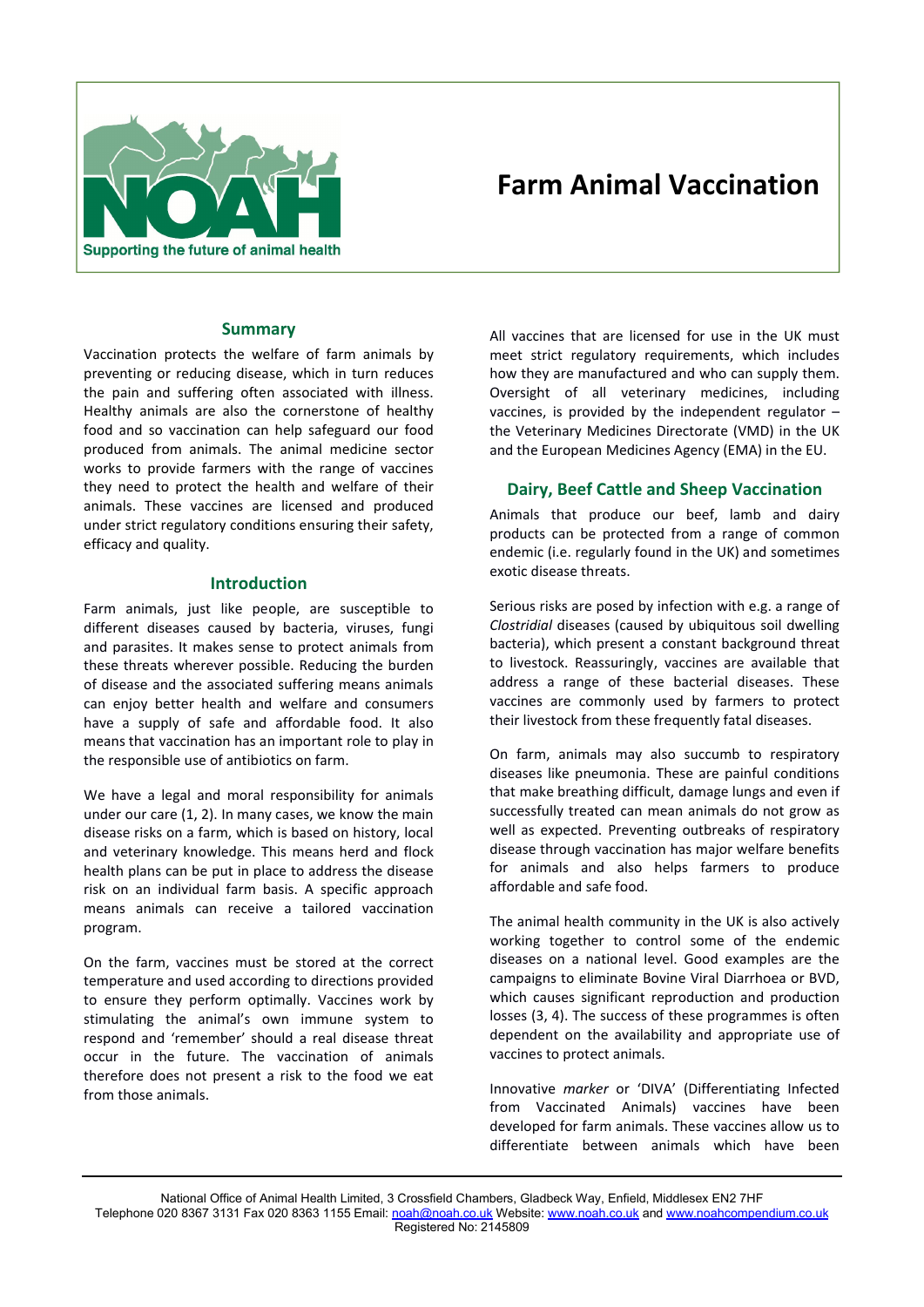Supporting the future of animal health

# Farm Animal Vaccination

## Summary

Vaccination protects the welfare of farm animals by preventing or reducing disease, which in turn reduces the pain and suffering often associated with illness. Healthy animals are also the cornerstone of healthy food and so vaccination can help safeguard our food produced from animals. The animal medicine sector works to provide farmers with the range of vaccines they need to protect the health and welfare of their animals. These vaccines are licensed and produced under strict regulatory conditions ensuring their safety, efficacy and quality.

## Introduction

Farm animals, just like people, are susceptible to different diseases caused by bacteria, viruses, fungi and parasites. It makes sense to protect animals from these threats wherever possible. Reducing the burden of disease and the associated suffering means animals can enjoy better health and welfare and consumers have a supply of safe and affordable food. It also means that vaccination has an important role to play in the responsible use of antibiotics on farm.

We have a legal and moral responsibility for animals under our care (1, 2). In many cases, we know the main disease risks on a farm, which is based on history, local and veterinary knowledge. This means herd and flock health plans can be put in place to address the disease risk on an individual farm basis. A specific approach means animals can receive a tailored vaccination program.

On the farm, vaccines must be stored at the correct temperature and used according to directions provided to ensure they perform optimally. Vaccines work by stimulating the animal's own immune system to respond and 'remember' should a real disease threat occur in the future. The vaccination of animals therefore does not present a risk to the food we eat from those animals.

All vaccines that are licensed for use in the UK must meet strict regulatory requirements, which includes how they are manufactured and who can supply them. Oversight of all veterinary medicines, including vaccines, is provided by the independent regulator – the Veterinary Medicines Directorate (VMD) in the UK and the European Medicines Agency (EMA) in the EU.

## Dairy, Beef Cattle and Sheep Vaccination

Animals that produce our beef, lamb and dairy products can be protected from a range of common endemic (i.e. regularly found in the UK) and sometimes exotic disease threats.

Serious risks are posed by infection with e.g. a range of *Clostridial* diseases (caused by ubiquitous soil dwelling bacteria), which present a constant background threat to livestock. Reassuringly, vaccines are available that address a range of these bacterial diseases. These vaccines are commonly used by farmers to protect their livestock from these frequently fatal diseases.

On farm, animals may also succumb to respiratory diseases like pneumonia. These are painful conditions that make breathing difficult, damage lungs and even if successfully treated can mean animals do not grow as well as expected. Preventing outbreaks of respiratory disease through vaccination has major welfare benefits for animals and also helps farmers to produce affordable and safe food.

The animal health community in the UK is also actively working together to control some of the endemic diseases on a national level. Good examples are the campaigns to eliminate Bovine Viral Diarrhoea or BVD, which causes significant reproduction and production losses (3, 4). The success of these programmes is often dependent on the availability and appropriate use of vaccines to protect animals.

Innovative *marker* or 'DIVA' (Differentiating Infected from Vaccinated Animals) vaccines have been developed for farm animals. These vaccines allow us to differentiate between animals which have been

National Office of Animal Health Limited, 3 Crossfield Chambers, Gladbeck Way, Enfield, Middlesex EN2 7HF
Telephone 020 8367 3131 Fax 020 8363 1155 Email: noah@noah.co.uk Website: www.noah.co.uk and www.noahcompendium.co.uk
Registered No: 2145809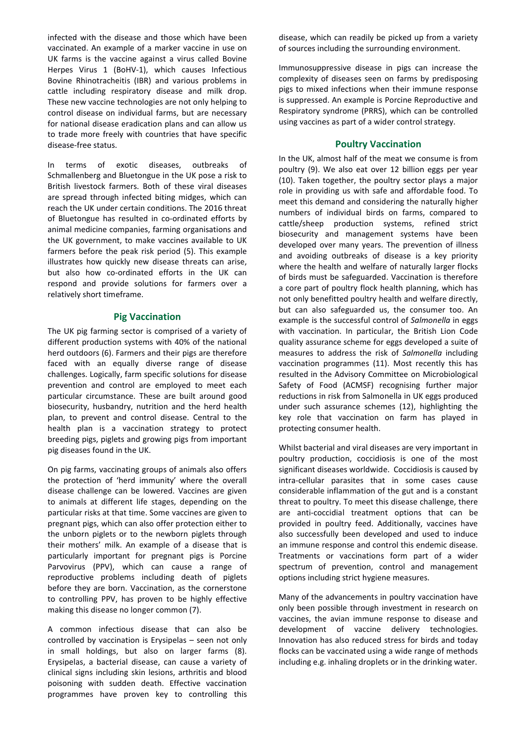infected with the disease and those which have been vaccinated. An example of a marker vaccine in use on UK farms is the vaccine against a virus called Bovine Herpes Virus 1 (BoHV-1), which causes Infectious Bovine Rhinotracheitis (IBR) and various problems in cattle including respiratory disease and milk drop. These new vaccine technologies are not only helping to control disease on individual farms, but are necessary for national disease eradication plans and can allow us to trade more freely with countries that have specific disease-free status.

In terms of exotic diseases, outbreaks of Schmallenberg and Bluetongue in the UK pose a risk to British livestock farmers. Both of these viral diseases are spread through infected biting midges, which can reach the UK under certain conditions. The 2016 threat of Bluetongue has resulted in co-ordinated efforts by animal medicine companies, farming organisations and the UK government, to make vaccines available to UK farmers before the peak risk period (5). This example illustrates how quickly new disease threats can arise, but also how co-ordinated efforts in the UK can respond and provide solutions for farmers over a relatively short timeframe.

## Pig Vaccination

The UK pig farming sector is comprised of a variety of different production systems with 40% of the national herd outdoors (6). Farmers and their pigs are therefore faced with an equally diverse range of disease challenges. Logically, farm specific solutions for disease prevention and control are employed to meet each particular circumstance. These are built around good biosecurity, husbandry, nutrition and the herd health plan, to prevent and control disease. Central to the health plan is a vaccination strategy to protect breeding pigs, piglets and growing pigs from important pig diseases found in the UK.

On pig farms, vaccinating groups of animals also offers the protection of 'herd immunity' where the overall disease challenge can be lowered. Vaccines are given to animals at different life stages, depending on the particular risks at that time. Some vaccines are given to pregnant pigs, which can also offer protection either to the unborn piglets or to the newborn piglets through their mothers' milk. An example of a disease that is particularly important for pregnant pigs is Porcine Parvovirus (PPV), which can cause a range of reproductive problems including death of piglets before they are born. Vaccination, as the cornerstone to controlling PPV, has proven to be highly effective making this disease no longer common (7).

A common infectious disease that can also be controlled by vaccination is Erysipelas – seen not only in small holdings, but also on larger farms (8). Erysipelas, a bacterial disease, can cause a variety of clinical signs including skin lesions, arthritis and blood poisoning with sudden death. Effective vaccination programmes have proven key to controlling this disease, which can readily be picked up from a variety of sources including the surrounding environment.

Immunosuppressive disease in pigs can increase the complexity of diseases seen on farms by predisposing pigs to mixed infections when their immune response is suppressed. An example is Porcine Reproductive and Respiratory syndrome (PRRS), which can be controlled using vaccines as part of a wider control strategy.

## Poultry Vaccination

In the UK, almost half of the meat we consume is from poultry (9). We also eat over 12 billion eggs per year (10). Taken together, the poultry sector plays a major role in providing us with safe and affordable food. To meet this demand and considering the naturally higher numbers of individual birds on farms, compared to cattle/sheep production systems, refined strict biosecurity and management systems have been developed over many years. The prevention of illness and avoiding outbreaks of disease is a key priority where the health and welfare of naturally larger flocks of birds must be safeguarded. Vaccination is therefore a core part of poultry flock health planning, which has not only benefitted poultry health and welfare directly, but can also safeguarded us, the consumer too. An example is the successful control of *Salmonella* in eggs with vaccination. In particular, the British Lion Code quality assurance scheme for eggs developed a suite of measures to address the risk of *Salmonella* including vaccination programmes (11). Most recently this has resulted in the Advisory Committee on Microbiological Safety of Food (ACMSF) recognising further major reductions in risk from Salmonella in UK eggs produced under such assurance schemes (12), highlighting the key role that vaccination on farm has played in protecting consumer health.

Whilst bacterial and viral diseases are very important in poultry production, coccidiosis is one of the most significant diseases worldwide. Coccidiosis is caused by intra-cellular parasites that in some cases cause considerable inflammation of the gut and is a constant threat to poultry. To meet this disease challenge, there are anti-coccidial treatment options that can be provided in poultry feed. Additionally, vaccines have also successfully been developed and used to induce an immune response and control this endemic disease. Treatments or vaccinations form part of a wider spectrum of prevention, control and management options including strict hygiene measures.

Many of the advancements in poultry vaccination have only been possible through investment in research on vaccines, the avian immune response to disease and development of vaccine delivery technologies. Innovation has also reduced stress for birds and today flocks can be vaccinated using a wide range of methods including e.g. inhaling droplets or in the drinking water.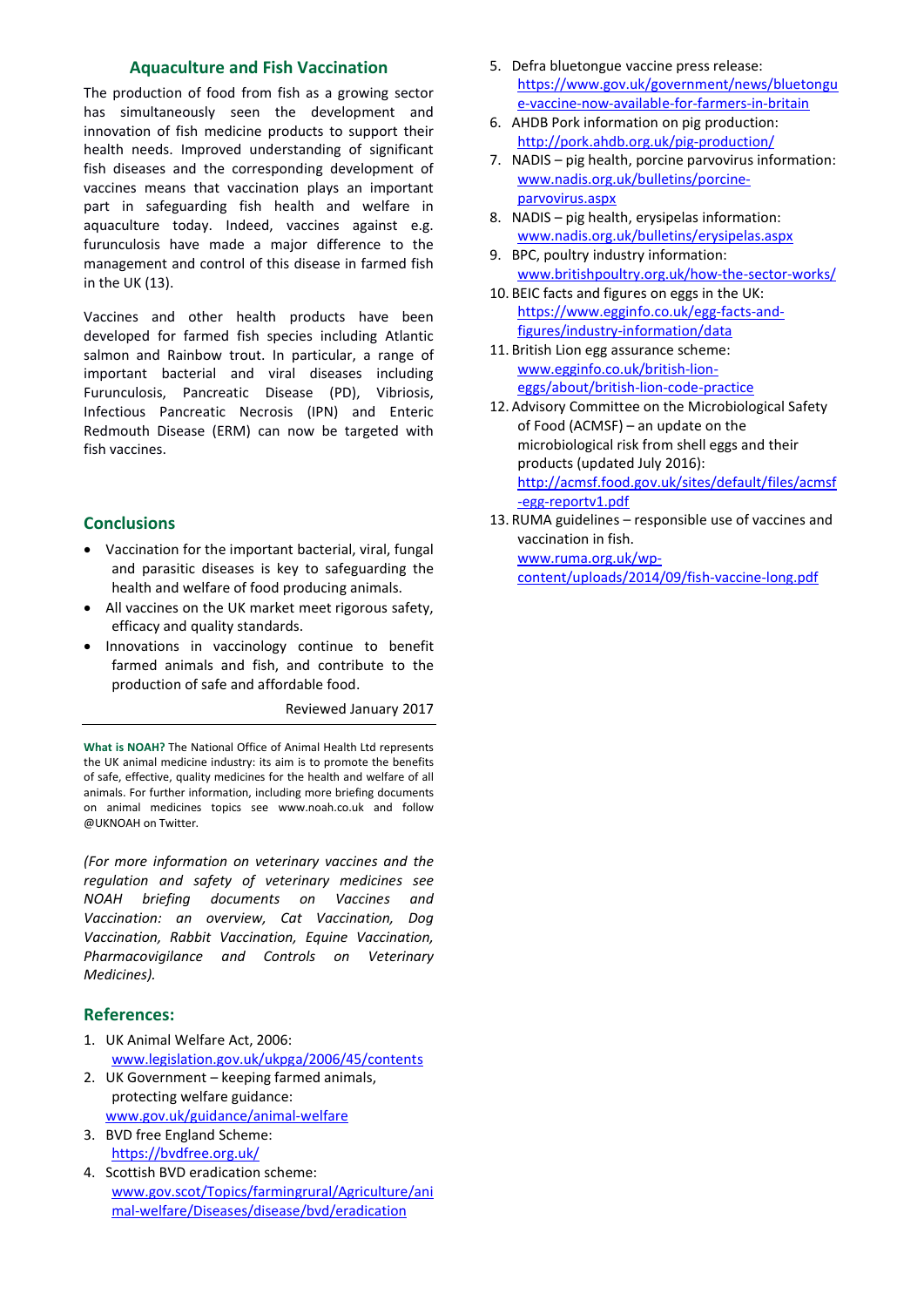## Aquaculture and Fish Vaccination

The production of food from fish as a growing sector has simultaneously seen the development and innovation of fish medicine products to support their health needs. Improved understanding of significant fish diseases and the corresponding development of vaccines means that vaccination plays an important part in safeguarding fish health and welfare in aquaculture today. Indeed, vaccines against e.g. furunculosis have made a major difference to the management and control of this disease in farmed fish in the UK (13).

Vaccines and other health products have been developed for farmed fish species including Atlantic salmon and Rainbow trout. In particular, a range of important bacterial and viral diseases including Furunculosis, Pancreatic Disease (PD), Vibriosis, Infectious Pancreatic Necrosis (IPN) and Enteric Redmouth Disease (ERM) can now be targeted with fish vaccines.

## Conclusions

- Vaccination for the important bacterial, viral, fungal and parasitic diseases is key to safeguarding the health and welfare of food producing animals.
- All vaccines on the UK market meet rigorous safety, efficacy and quality standards.
- Innovations in vaccinology continue to benefit farmed animals and fish, and contribute to the production of safe and affordable food.

Reviewed January 2017

---

**What is NOAH?** The National Office of Animal Health Ltd represents the UK animal medicine industry: its aim is to promote the benefits of safe, effective, quality medicines for the health and welfare of all animals. For further information, including more briefing documents on animal medicines topics see www.noah.co.uk and follow @UKNOAH on Twitter.

*(For more information on veterinary vaccines and the regulation and safety of veterinary medicines see NOAH briefing documents on Vaccines and Vaccination: an overview, Cat Vaccination, Dog Vaccination, Rabbit Vaccination, Equine Vaccination, Pharmacovigilance and Controls on Veterinary Medicines).*

## References:

1. UK Animal Welfare Act, 2006: www.legislation.gov.uk/ukpga/2006/45/contents
2. UK Government – keeping farmed animals, protecting welfare guidance: www.gov.uk/guidance/animal-welfare
3. BVD free England Scheme: https://bvdfree.org.uk/
4. Scottish BVD eradication scheme: www.gov.scot/Topics/farmingrural/Agriculture/animal-welfare/Diseases/disease/bvd/eradication
5. Defra bluetongue vaccine press release: https://www.gov.uk/government/news/bluetongue-vaccine-now-available-for-farmers-in-britain
6. AHDB Pork information on pig production: http://pork.ahdb.org.uk/pig-production/
7. NADIS – pig health, porcine parvovirus information: www.nadis.org.uk/bulletins/porcine-parvovirus.aspx
8. NADIS – pig health, erysipelas information: www.nadis.org.uk/bulletins/erysipelas.aspx
9. BPC, poultry industry information: www.britishpoultry.org.uk/how-the-sector-works/
10. BEIC facts and figures on eggs in the UK: https://www.egginfo.co.uk/egg-facts-and-figures/industry-information/data
11. British Lion egg assurance scheme: www.egginfo.co.uk/british-lion-eggs/about/british-lion-code-practice
12. Advisory Committee on the Microbiological Safety of Food (ACMSF) – an update on the microbiological risk from shell eggs and their products (updated July 2016): http://acmsf.food.gov.uk/sites/default/files/acmsf-egg-reportv1.pdf
13. RUMA guidelines – responsible use of vaccines and vaccination in fish. www.ruma.org.uk/wp-content/uploads/2014/09/fish-vaccine-long.pdf